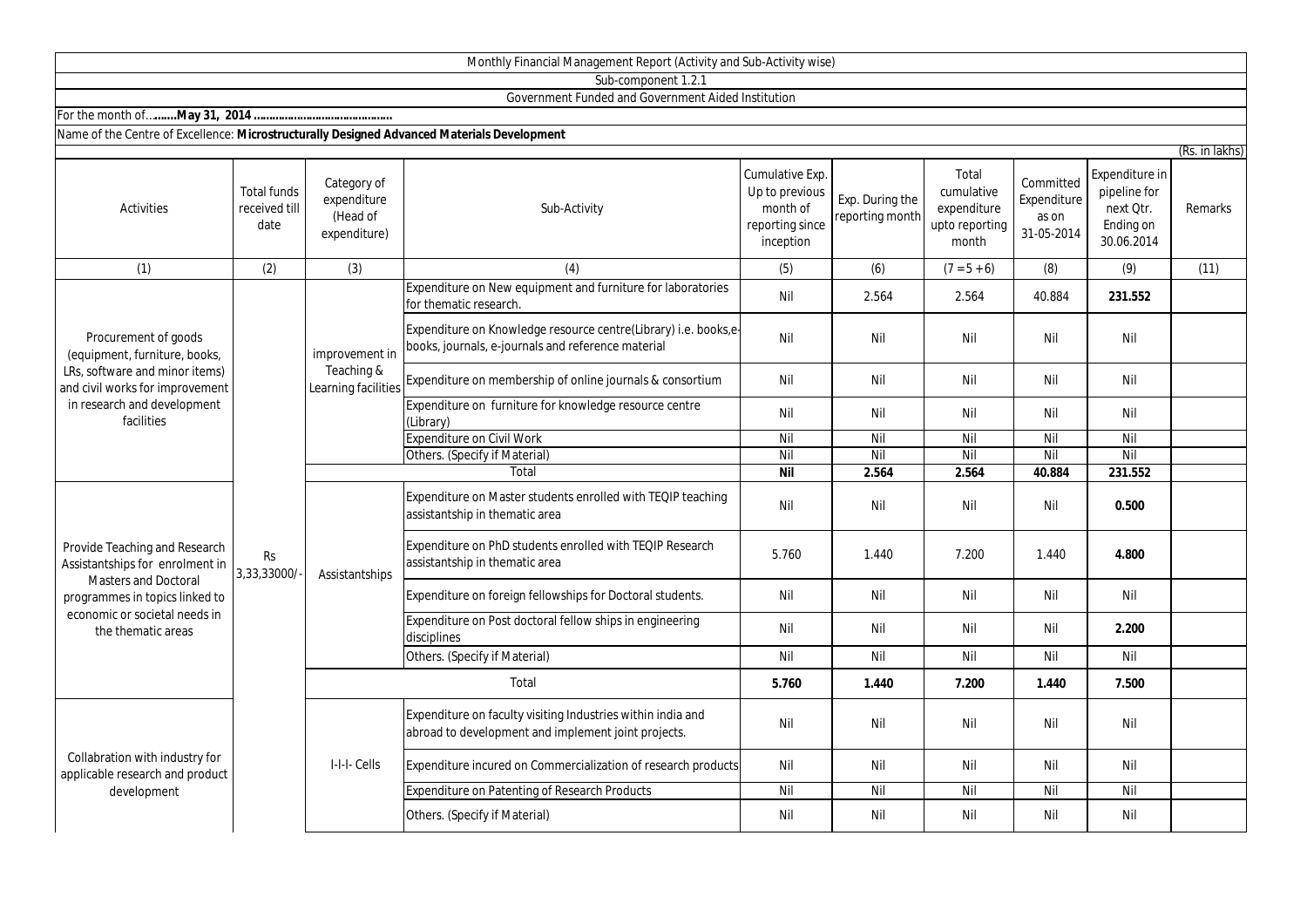Monthly Financial Management Report (Activity and Sub-Activity wise)

Sub-component 1.2.1

Government Funded and Government Aided Institution

For the month of…**……May 31, 2014 ……………………………………**

Name of the Centre of Excellence: **Microstructurally Designed Advanced Materials Development**

(Rs. in lakhs)

| Activities | Total funds received till date | Category of expenditure (Head of expenditure) | Sub-Activity | Cumulative Exp. Up to previous month of reporting since inception | Exp. During the reporting month | Total cumulative expenditure upto reporting month | Committed Expenditure as on 31-05-2014 | Expenditure in pipeline for next Qtr. Ending on 30.06.2014 | Remarks |
|---|---|---|---|---|---|---|---|---|---|
| (1) | (2) | (3) | (4) | (5) | (6) | (7 = 5 + 6) | (8) | (9) | (11) |
| Procurement of goods (equipment, furniture, books, LRs, software and minor items) and civil works for improvement in research and development facilities | Rs 3,33,33000/- | improvement in Teaching & Learning facilities | Expenditure on New equipment and furniture for laboratories for thematic research. | Nil | 2.564 | 2.564 | 40.884 | **231.552** | |
| | | | Expenditure on Knowledge resource centre(Library) i.e. books,e-books, journals, e-journals and reference material | Nil | Nil | Nil | Nil | Nil | |
| | | | Expenditure on membership of online journals & consortium | Nil | Nil | Nil | Nil | Nil | |
| | | | Expenditure on furniture for knowledge resource centre (Library) | Nil | Nil | Nil | Nil | Nil | |
| | | | Expenditure on Civil Work | Nil | Nil | Nil | Nil | Nil | |
| | | | Others. (Specify if Material) | Nil | Nil | Nil | Nil | Nil | |
| | | | Total | **Nil** | **2.564** | **2.564** | **40.884** | **231.552** | |
| Provide Teaching and Research Assistantships for enrolment in Masters and Doctoral programmes in topics linked to economic or societal needs in the thematic areas | | Assistantships | Expenditure on Master students enrolled with TEQIP teaching assistantship in thematic area | Nil | Nil | Nil | Nil | **0.500** | |
| | | | Expenditure on PhD students enrolled with TEQIP Research assistantship in thematic area | 5.760 | 1.440 | 7.200 | 1.440 | **4.800** | |
| | | | Expenditure on foreign fellowships for Doctoral students. | Nil | Nil | Nil | Nil | Nil | |
| | | | Expenditure on Post doctoral fellow ships in engineering disciplines | Nil | Nil | Nil | Nil | **2.200** | |
| | | | Others. (Specify if Material) | Nil | Nil | Nil | Nil | Nil | |
| | | | Total | **5.760** | **1.440** | **7.200** | **1.440** | **7.500** | |
| Collabration with industry for applicable research and product development | | I-I-I- Cells | Expenditure on faculty visiting Industries within india and abroad to development and implement joint projects. | Nil | Nil | Nil | Nil | Nil | |
| | | | Expenditure incured on Commercialization of research products | Nil | Nil | Nil | Nil | Nil | |
| | | | Expenditure on Patenting of Research Products | Nil | Nil | Nil | Nil | Nil | |
| | | | Others. (Specify if Material) | Nil | Nil | Nil | Nil | Nil | |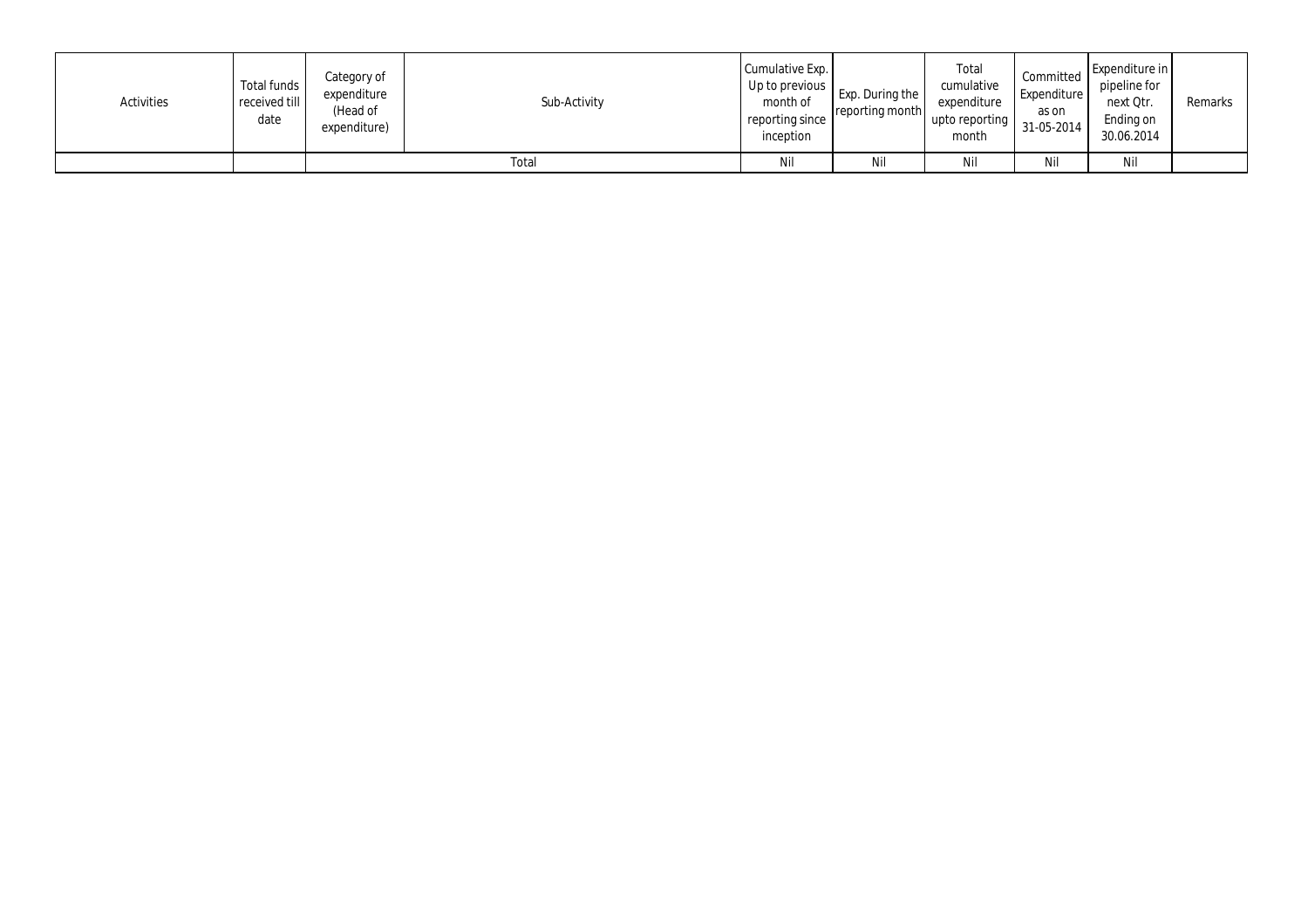| Activities | Total funds received till date | Category of expenditure (Head of expenditure) | Sub-Activity | Cumulative Exp. Up to previous month of reporting since inception | Exp. During the reporting month | Total cumulative expenditure upto reporting month | Committed Expenditure as on 31-05-2014 | Expenditure in pipeline for next Qtr. Ending on 30.06.2014 | Remarks |
|---|---|---|---|---|---|---|---|---|---|
| | | Total | | Nil | Nil | Nil | Nil | Nil | |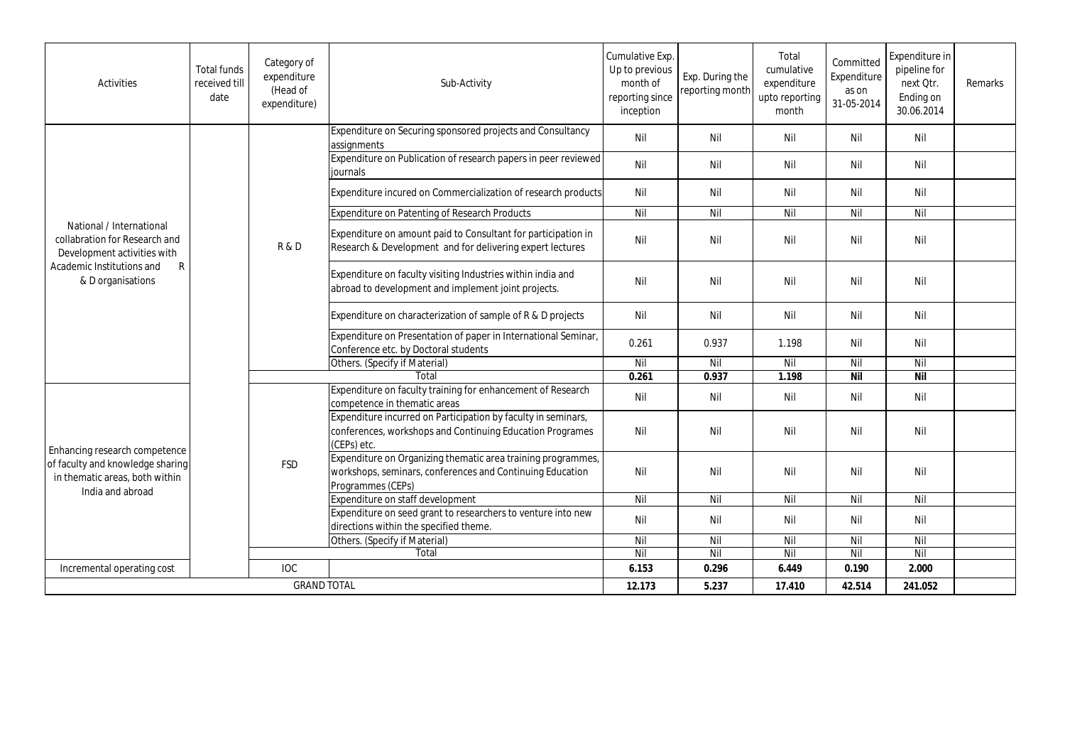| Activities | Total funds received till date | Category of expenditure (Head of expenditure) | Sub-Activity | Cumulative Exp. Up to previous month of reporting since inception | Exp. During the reporting month | Total cumulative expenditure upto reporting month | Committed Expenditure as on 31-05-2014 | Expenditure in pipeline for next Qtr. Ending on 30.06.2014 | Remarks |
|---|---|---|---|---|---|---|---|---|---|
| National / International collabration for Research and Development activities with Academic Institutions and R & D organisations | | R & D | Expenditure on Securing sponsored projects and Consultancy assignments | Nil | Nil | Nil | Nil | Nil | |
| | | | Expenditure on Publication of research papers in peer reviewed journals | Nil | Nil | Nil | Nil | Nil | |
| | | | Expenditure incured on Commercialization of research products | Nil | Nil | Nil | Nil | Nil | |
| | | | Expenditure on Patenting of Research Products | Nil | Nil | Nil | Nil | Nil | |
| | | | Expenditure on amount paid to Consultant for participation in Research & Development and for delivering expert lectures | Nil | Nil | Nil | Nil | Nil | |
| | | | Expenditure on faculty visiting Industries within india and abroad to development and implement joint projects. | Nil | Nil | Nil | Nil | Nil | |
| | | | Expenditure on characterization of sample of R & D projects | Nil | Nil | Nil | Nil | Nil | |
| | | | Expenditure on Presentation of paper in International Seminar, Conference etc. by Doctoral students | 0.261 | 0.937 | 1.198 | Nil | Nil | |
| | | | Others. (Specify if Material) | Nil | Nil | Nil | Nil | Nil | |
| | | Total | | **0.261** | **0.937** | **1.198** | **Nil** | **Nil** | |
| Enhancing research competence of faculty and knowledge sharing in thematic areas, both within India and abroad | | FSD | Expenditure on faculty training for enhancement of Research competence in thematic areas | Nil | Nil | Nil | Nil | Nil | |
| | | | Expenditure incurred on Participation by faculty in seminars, conferences, workshops and Continuing Education Programes (CEPs) etc. | Nil | Nil | Nil | Nil | Nil | |
| | | | Expenditure on Organizing thematic area training programmes, workshops, seminars, conferences and Continuing Education Programmes (CEPs) | Nil | Nil | Nil | Nil | Nil | |
| | | | Expenditure on staff development | Nil | Nil | Nil | Nil | Nil | |
| | | | Expenditure on seed grant to researchers to venture into new directions within the specified theme. | Nil | Nil | Nil | Nil | Nil | |
| | | | Others. (Specify if Material) | Nil | Nil | Nil | Nil | Nil | |
| | | Total | | Nil | Nil | Nil | Nil | Nil | |
| Incremental operating cost | | IOC | | **6.153** | **0.296** | **6.449** | **0.190** | **2.000** | |
| GRAND TOTAL | | | | **12.173** | **5.237** | **17.410** | **42.514** | **241.052** | |